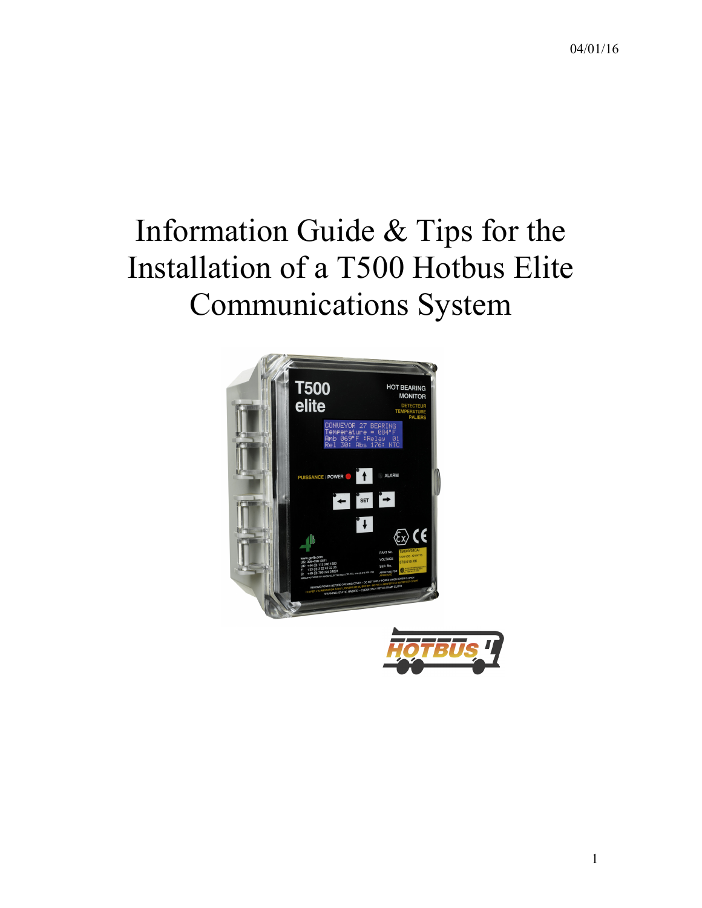04/01/16

# Information Guide & Tips for the Installation of a T500 Hotbus Elite Communications System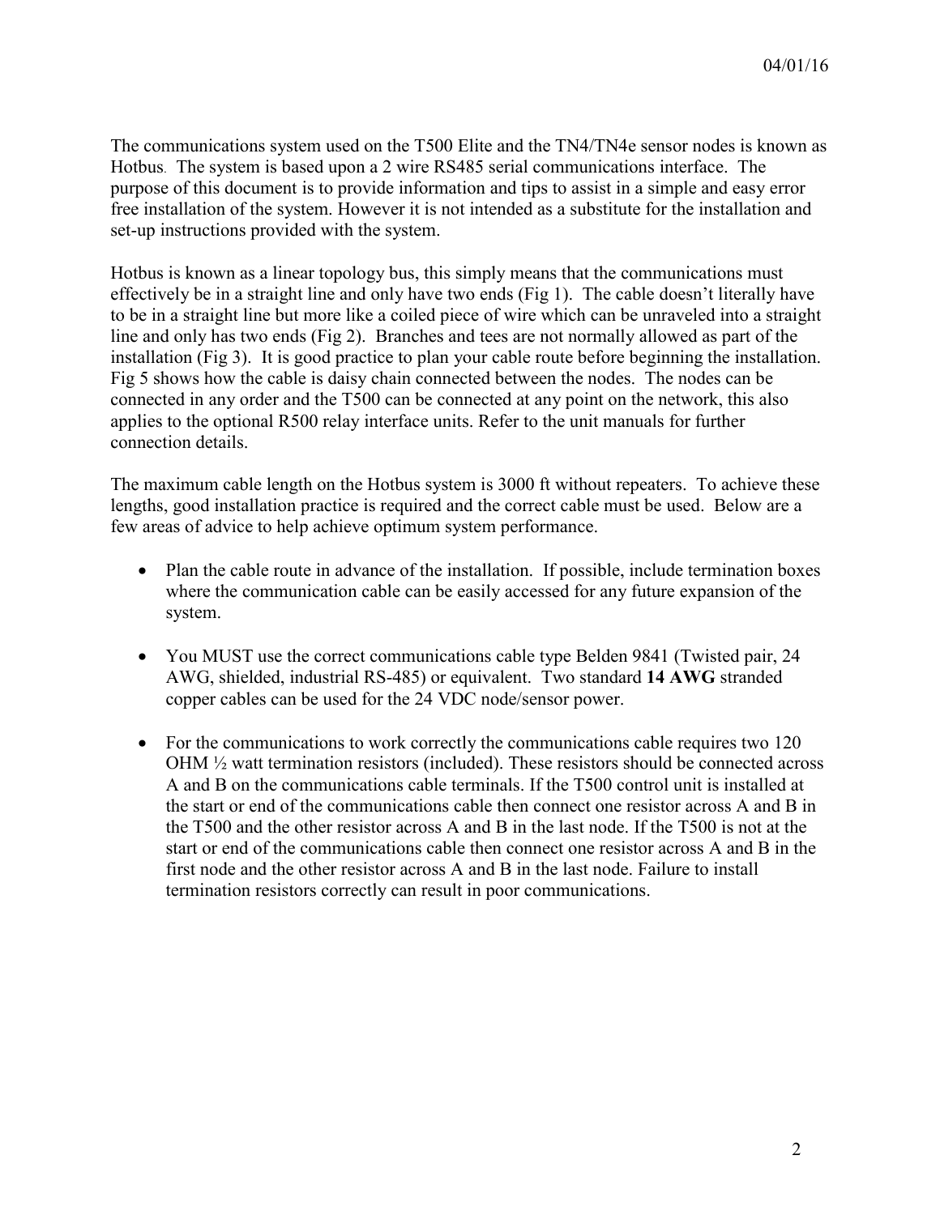The communications system used on the T500 Elite and the TN4/TN4e sensor nodes is known as Hotbus. The system is based upon a 2 wire RS485 serial communications interface. The purpose of this document is to provide information and tips to assist in a simple and easy error free installation of the system. However it is not intended as a substitute for the installation and set-up instructions provided with the system.

Hotbus is known as a linear topology bus, this simply means that the communications must effectively be in a straight line and only have two ends (Fig 1). The cable doesn't literally have to be in a straight line but more like a coiled piece of wire which can be unraveled into a straight line and only has two ends (Fig 2). Branches and tees are not normally allowed as part of the installation (Fig 3). It is good practice to plan your cable route before beginning the installation. Fig 5 shows how the cable is daisy chain connected between the nodes. The nodes can be connected in any order and the T500 can be connected at any point on the network, this also applies to the optional R500 relay interface units. Refer to the unit manuals for further connection details.

The maximum cable length on the Hotbus system is 3000 ft without repeaters. To achieve these lengths, good installation practice is required and the correct cable must be used. Below are a few areas of advice to help achieve optimum system performance.

- Plan the cable route in advance of the installation. If possible, include termination boxes where the communication cable can be easily accessed for any future expansion of the system.

- You MUST use the correct communications cable type Belden 9841 (Twisted pair, 24 AWG, shielded, industrial RS-485) or equivalent. Two standard **14 AWG** stranded copper cables can be used for the 24 VDC node/sensor power.

- For the communications to work correctly the communications cable requires two 120 OHM ½ watt termination resistors (included). These resistors should be connected across A and B on the communications cable terminals. If the T500 control unit is installed at the start or end of the communications cable then connect one resistor across A and B in the T500 and the other resistor across A and B in the last node. If the T500 is not at the start or end of the communications cable then connect one resistor across A and B in the first node and the other resistor across A and B in the last node. Failure to install termination resistors correctly can result in poor communications.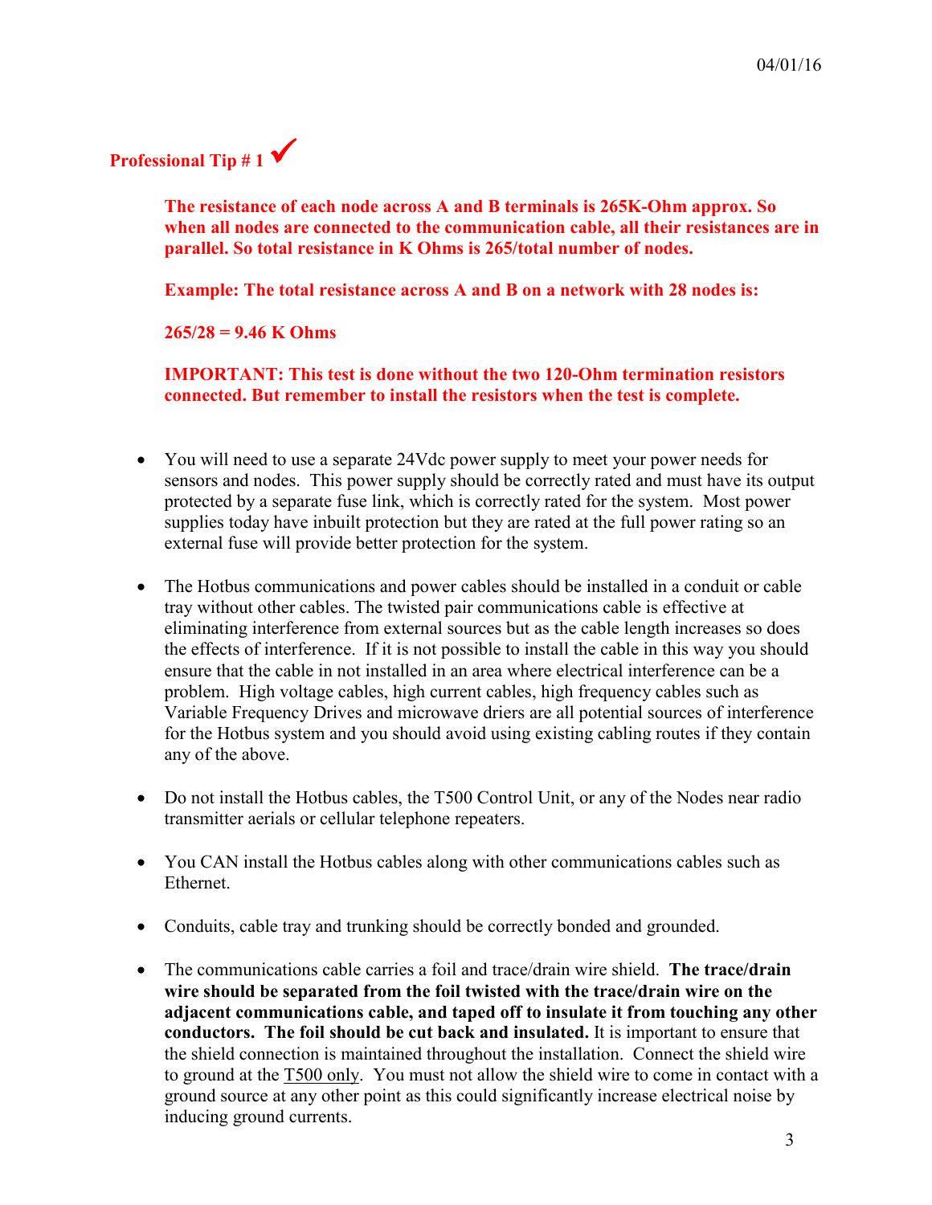## Professional Tip # 1 ✔

**The resistance of each node across A and B terminals is 265K-Ohm approx. So when all nodes are connected to the communication cable, all their resistances are in parallel. So total resistance in K Ohms is 265/total number of nodes.**

**Example: The total resistance across A and B on a network with 28 nodes is:**

**265/28 = 9.46 K Ohms**

**IMPORTANT: This test is done without the two 120-Ohm termination resistors connected. But remember to install the resistors when the test is complete.**

- You will need to use a separate 24Vdc power supply to meet your power needs for sensors and nodes. This power supply should be correctly rated and must have its output protected by a separate fuse link, which is correctly rated for the system. Most power supplies today have inbuilt protection but they are rated at the full power rating so an external fuse will provide better protection for the system.

- The Hotbus communications and power cables should be installed in a conduit or cable tray without other cables. The twisted pair communications cable is effective at eliminating interference from external sources but as the cable length increases so does the effects of interference. If it is not possible to install the cable in this way you should ensure that the cable in not installed in an area where electrical interference can be a problem. High voltage cables, high current cables, high frequency cables such as Variable Frequency Drives and microwave driers are all potential sources of interference for the Hotbus system and you should avoid using existing cabling routes if they contain any of the above.

- Do not install the Hotbus cables, the T500 Control Unit, or any of the Nodes near radio transmitter aerials or cellular telephone repeaters.

- You CAN install the Hotbus cables along with other communications cables such as Ethernet.

- Conduits, cable tray and trunking should be correctly bonded and grounded.

- The communications cable carries a foil and trace/drain wire shield. **The trace/drain wire should be separated from the foil twisted with the trace/drain wire on the adjacent communications cable, and taped off to insulate it from touching any other conductors. The foil should be cut back and insulated.** It is important to ensure that the shield connection is maintained throughout the installation. Connect the shield wire to ground at the <u>T500 only</u>. You must not allow the shield wire to come in contact with a ground source at any other point as this could significantly increase electrical noise by inducing ground currents.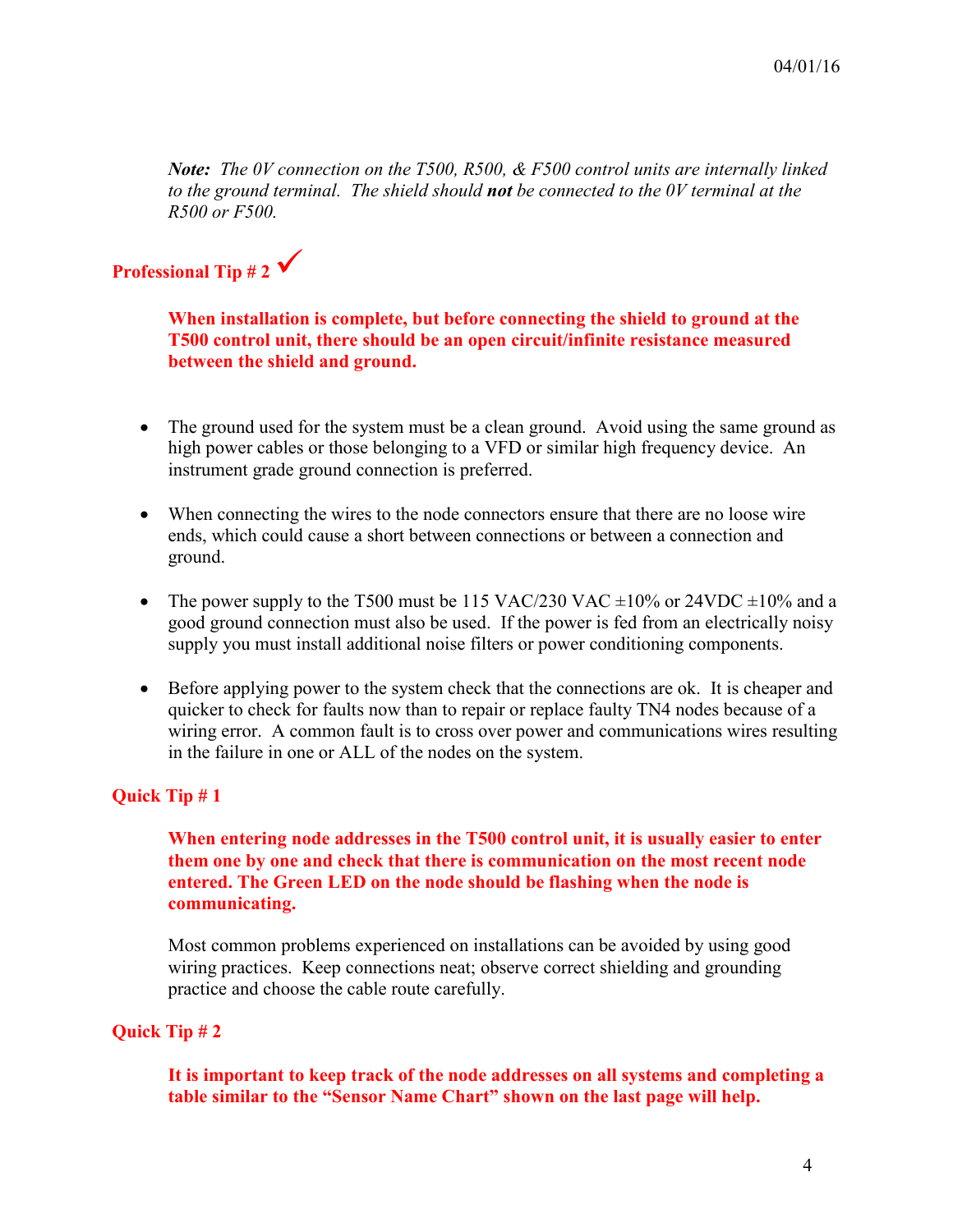*__Note:__ The 0V connection on the T500, R500, & F500 control units are internally linked to the ground terminal. The shield should __not__ be connected to the 0V terminal at the R500 or F500.*

**Professional Tip # 2** ✓

**When installation is complete, but before connecting the shield to ground at the T500 control unit, there should be an open circuit/infinite resistance measured between the shield and ground.**

- The ground used for the system must be a clean ground. Avoid using the same ground as high power cables or those belonging to a VFD or similar high frequency device. An instrument grade ground connection is preferred.
- When connecting the wires to the node connectors ensure that there are no loose wire ends, which could cause a short between connections or between a connection and ground.
- The power supply to the T500 must be 115 VAC/230 VAC ±10% or 24VDC ±10% and a good ground connection must also be used. If the power is fed from an electrically noisy supply you must install additional noise filters or power conditioning components.
- Before applying power to the system check that the connections are ok. It is cheaper and quicker to check for faults now than to repair or replace faulty TN4 nodes because of a wiring error. A common fault is to cross over power and communications wires resulting in the failure in one or ALL of the nodes on the system.

**Quick Tip # 1**

**When entering node addresses in the T500 control unit, it is usually easier to enter them one by one and check that there is communication on the most recent node entered. The Green LED on the node should be flashing when the node is communicating.**

Most common problems experienced on installations can be avoided by using good wiring practices. Keep connections neat; observe correct shielding and grounding practice and choose the cable route carefully.

**Quick Tip # 2**

**It is important to keep track of the node addresses on all systems and completing a table similar to the "Sensor Name Chart" shown on the last page will help.**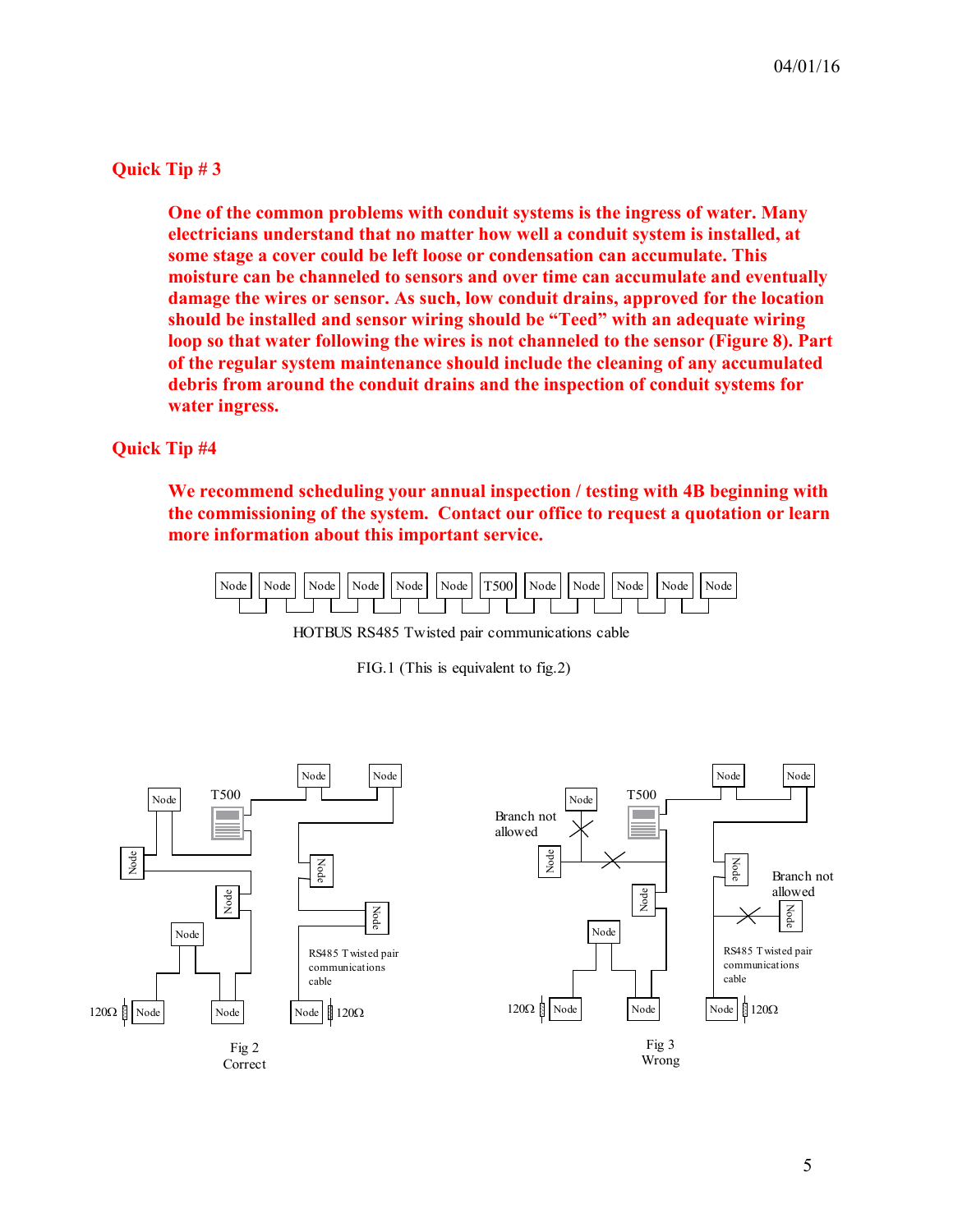## Quick Tip # 3

**One of the common problems with conduit systems is the ingress of water. Many electricians understand that no matter how well a conduit system is installed, at some stage a cover could be left loose or condensation can accumulate. This moisture can be channeled to sensors and over time can accumulate and eventually damage the wires or sensor. As such, low conduit drains, approved for the location should be installed and sensor wiring should be "Teed" with an adequate wiring loop so that water following the wires is not channeled to the sensor (Figure 8). Part of the regular system maintenance should include the cleaning of any accumulated debris from around the conduit drains and the inspection of conduit systems for water ingress.**

## Quick Tip #4

**We recommend scheduling your annual inspection / testing with 4B beginning with the commissioning of the system. Contact our office to request a quotation or learn more information about this important service.**

Node Node Node Node Node Node T500 Node Node Node Node Node

HOTBUS RS485 Twisted pair communications cable

FIG.1 (This is equivalent to fig.2)

Fig 2
Correct

Fig 3
Wrong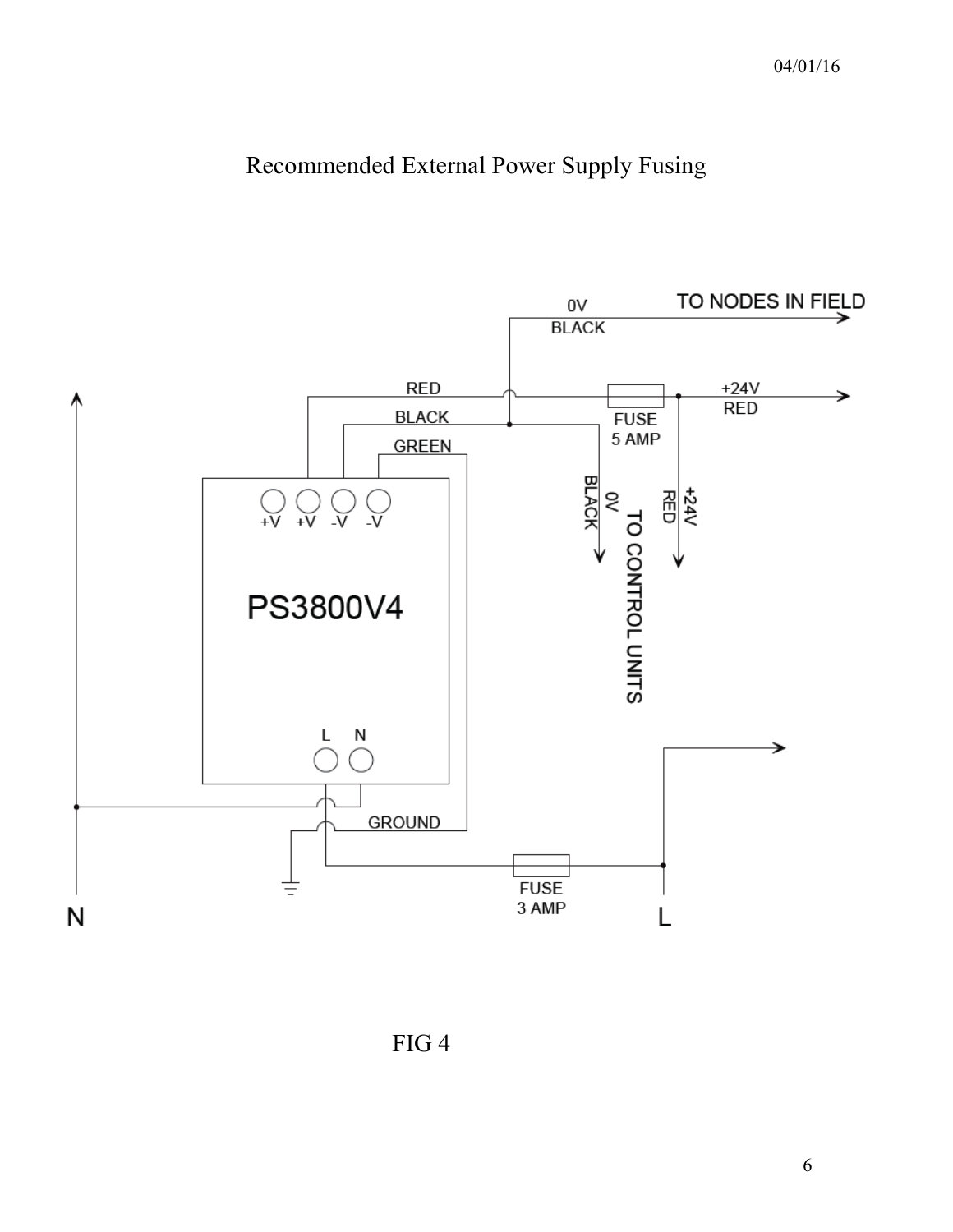# Recommended External Power Supply Fusing

FIG 4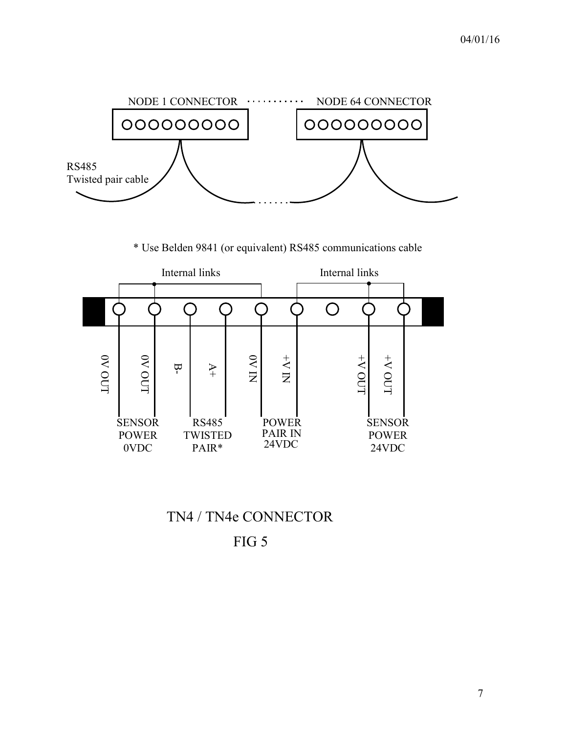NODE 1 CONNECTOR · · · · · · · · · · NODE 64 CONNECTOR

RS485
Twisted pair cable

* Use Belden 9841 (or equivalent) RS485 communications cable

Internal links          Internal links

0V OUT   0V OUT   B-   A+   0V IN   +V IN   +V OUT   +V OUT

SENSOR POWER 0VDC   RS485 TWISTED PAIR*   POWER PAIR IN 24VDC   SENSOR POWER 24VDC

TN4 / TN4e CONNECTOR

FIG 5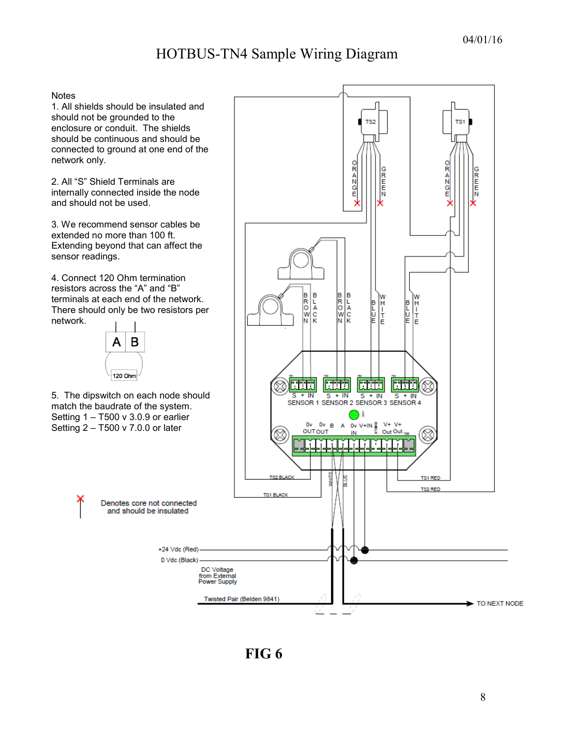# HOTBUS-TN4 Sample Wiring Diagram

04/01/16

Notes

1. All shields should be insulated and should not be grounded to the enclosure or conduit. The shields should be continuous and should be connected to ground at one end of the network only.

2. All "S" Shield Terminals are internally connected inside the node and should not be used.

3. We recommend sensor cables be extended no more than 100 ft. Extending beyond that can affect the sensor readings.

4. Connect 120 Ohm termination resistors across the "A" and "B" terminals at each end of the network. There should only be two resistors per network.

5. The dipswitch on each node should match the baudrate of the system.
Setting 1 – T500 v 3.0.9 or earlier
Setting 2 – T500 v 7.0.0 or later

**FIG 6**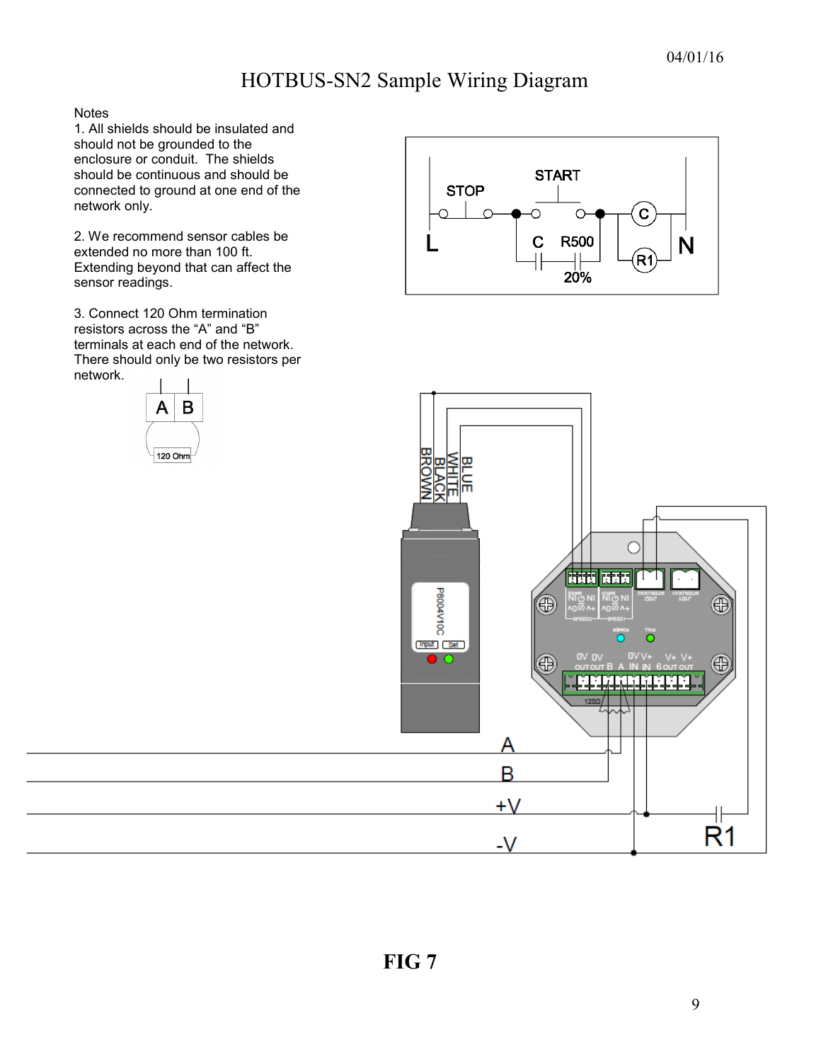# HOTBUS-SN2 Sample Wiring Diagram

04/01/16

Notes

1. All shields should be insulated and should not be grounded to the enclosure or conduit. The shields should be continuous and should be connected to ground at one end of the network only.

2. We recommend sensor cables be extended no more than 100 ft. Extending beyond that can affect the sensor readings.

3. Connect 120 Ohm termination resistors across the “A” and “B” terminals at each end of the network. There should only be two resistors per network.

**FIG 7**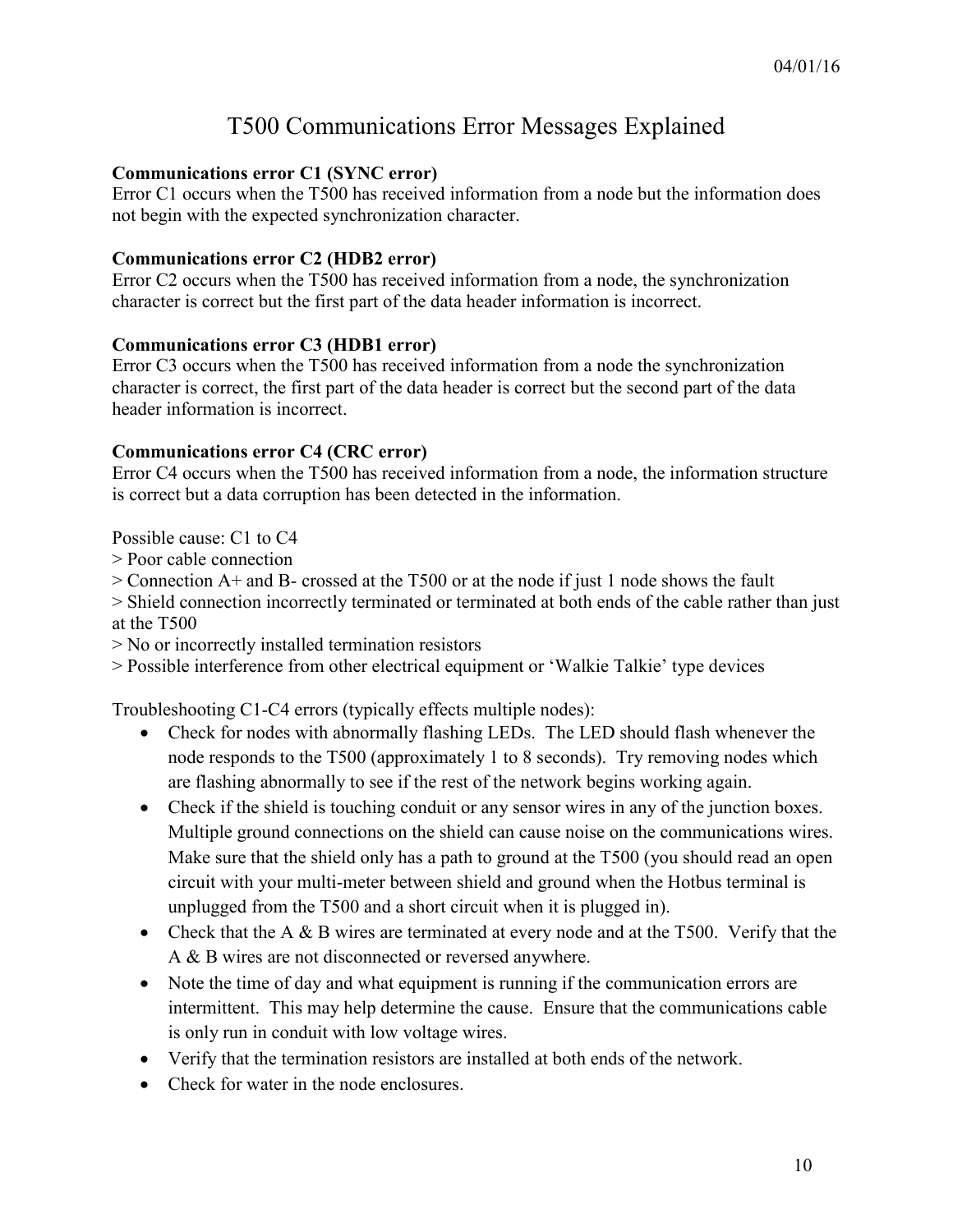# T500 Communications Error Messages Explained

**Communications error C1 (SYNC error)**
Error C1 occurs when the T500 has received information from a node but the information does not begin with the expected synchronization character.

**Communications error C2 (HDB2 error)**
Error C2 occurs when the T500 has received information from a node, the synchronization character is correct but the first part of the data header information is incorrect.

**Communications error C3 (HDB1 error)**
Error C3 occurs when the T500 has received information from a node the synchronization character is correct, the first part of the data header is correct but the second part of the data header information is incorrect.

**Communications error C4 (CRC error)**
Error C4 occurs when the T500 has received information from a node, the information structure is correct but a data corruption has been detected in the information.

Possible cause: C1 to C4
> Poor cable connection
> Connection A+ and B- crossed at the T500 or at the node if just 1 node shows the fault
> Shield connection incorrectly terminated or terminated at both ends of the cable rather than just at the T500
> No or incorrectly installed termination resistors
> Possible interference from other electrical equipment or 'Walkie Talkie' type devices

Troubleshooting C1-C4 errors (typically effects multiple nodes):

- Check for nodes with abnormally flashing LEDs. The LED should flash whenever the node responds to the T500 (approximately 1 to 8 seconds). Try removing nodes which are flashing abnormally to see if the rest of the network begins working again.
- Check if the shield is touching conduit or any sensor wires in any of the junction boxes. Multiple ground connections on the shield can cause noise on the communications wires. Make sure that the shield only has a path to ground at the T500 (you should read an open circuit with your multi-meter between shield and ground when the Hotbus terminal is unplugged from the T500 and a short circuit when it is plugged in).
- Check that the A & B wires are terminated at every node and at the T500. Verify that the A & B wires are not disconnected or reversed anywhere.
- Note the time of day and what equipment is running if the communication errors are intermittent. This may help determine the cause. Ensure that the communications cable is only run in conduit with low voltage wires.
- Verify that the termination resistors are installed at both ends of the network.
- Check for water in the node enclosures.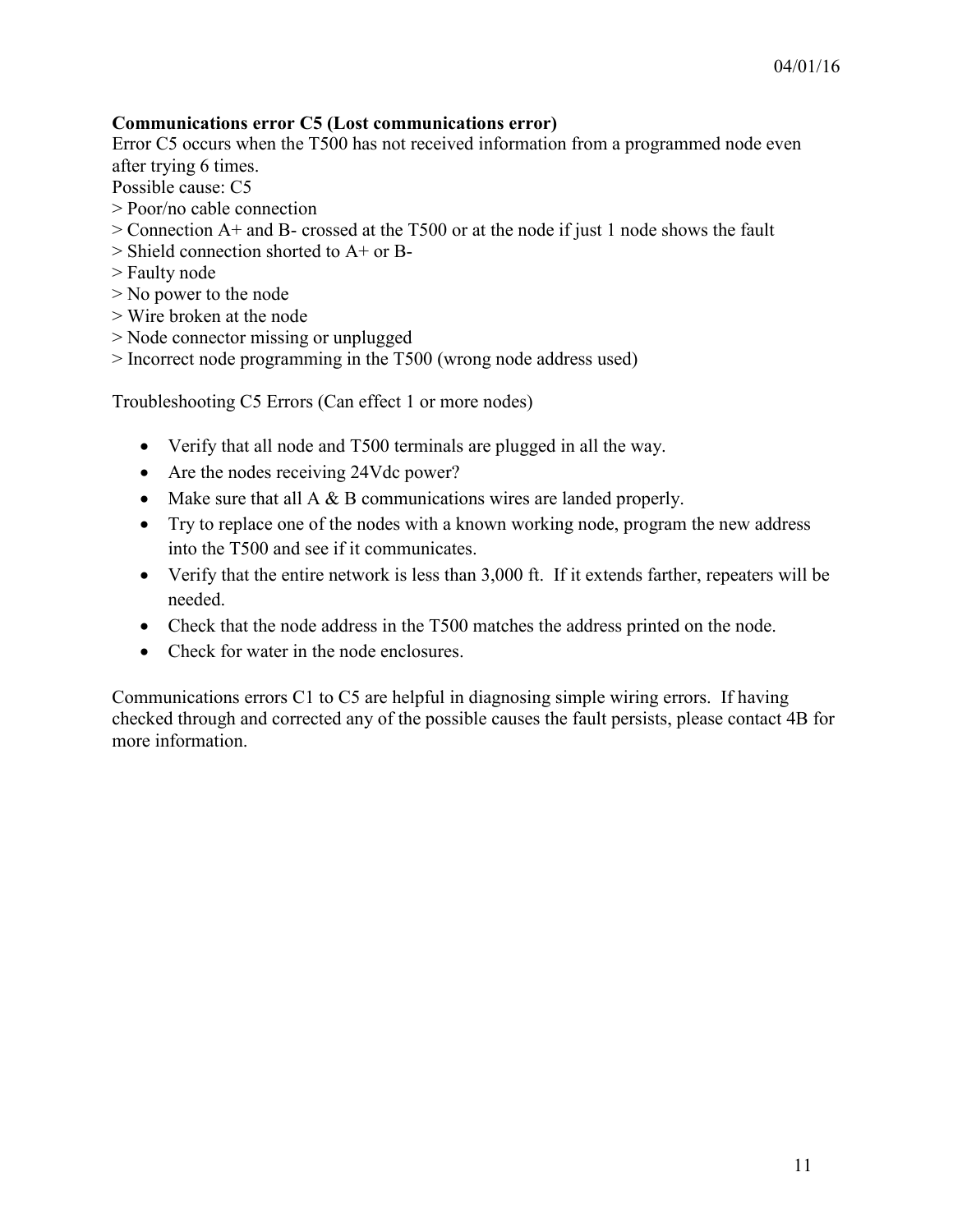**Communications error C5 (Lost communications error)**

Error C5 occurs when the T500 has not received information from a programmed node even after trying 6 times.

Possible cause: C5

> Poor/no cable connection
> Connection A+ and B- crossed at the T500 or at the node if just 1 node shows the fault
> Shield connection shorted to A+ or B-
> Faulty node
> No power to the node
> Wire broken at the node
> Node connector missing or unplugged
> Incorrect node programming in the T500 (wrong node address used)

Troubleshooting C5 Errors (Can effect 1 or more nodes)

- Verify that all node and T500 terminals are plugged in all the way.
- Are the nodes receiving 24Vdc power?
- Make sure that all A & B communications wires are landed properly.
- Try to replace one of the nodes with a known working node, program the new address into the T500 and see if it communicates.
- Verify that the entire network is less than 3,000 ft. If it extends farther, repeaters will be needed.
- Check that the node address in the T500 matches the address printed on the node.
- Check for water in the node enclosures.

Communications errors C1 to C5 are helpful in diagnosing simple wiring errors. If having checked through and corrected any of the possible causes the fault persists, please contact 4B for more information.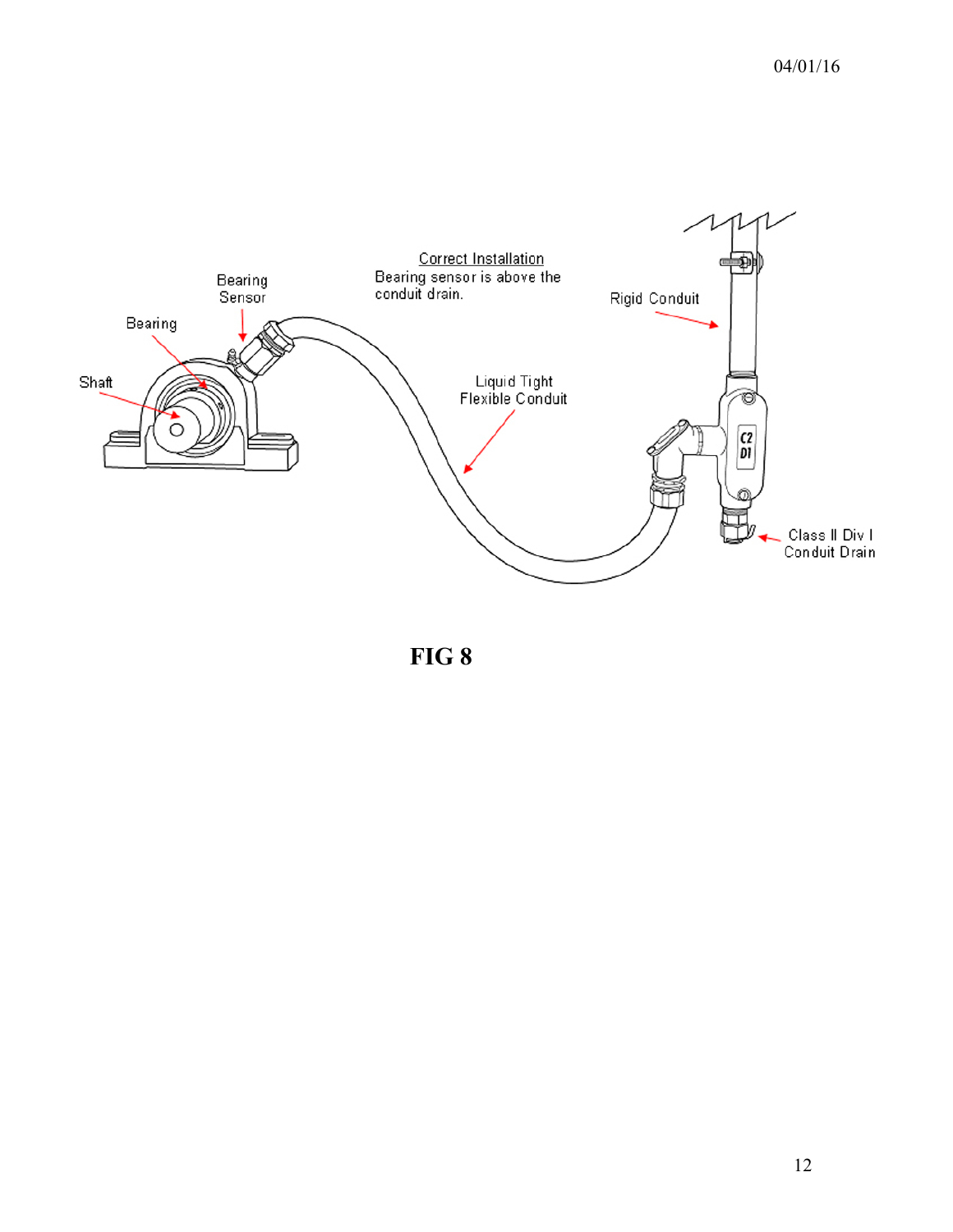Correct Installation

Bearing sensor is above the conduit drain.

Bearing Sensor

Bearing

Shaft

Rigid Conduit

Liquid Tight Flexible Conduit

Class II Div I Conduit Drain

**FIG 8**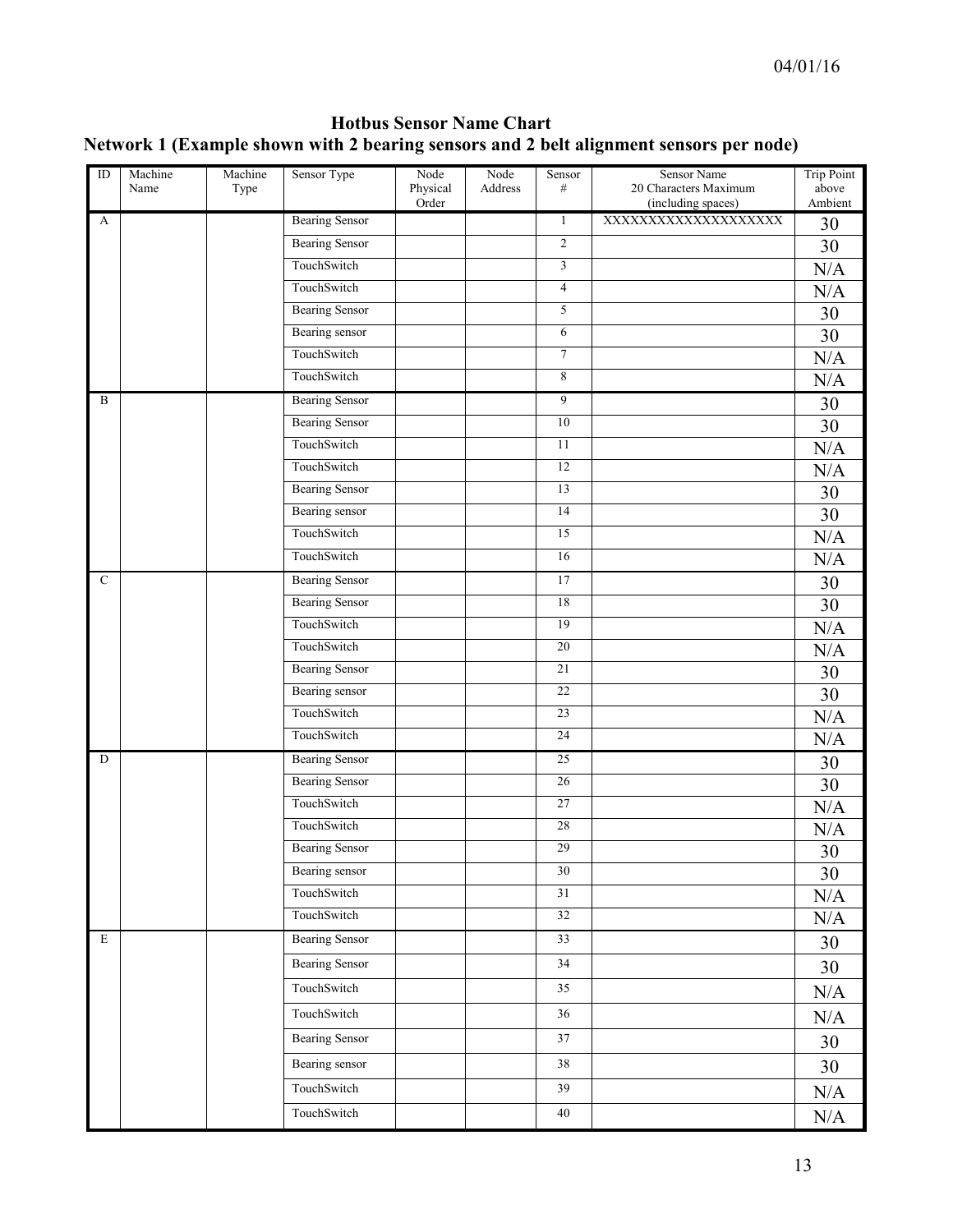# Hotbus Sensor Name Chart

## Network 1 (Example shown with 2 bearing sensors and 2 belt alignment sensors per node)

| ID | Machine Name | Machine Type | Sensor Type | Node Physical Order | Node Address | Sensor # | Sensor Name 20 Characters Maximum (including spaces) | Trip Point above Ambient |
|---|---|---|---|---|---|---|---|---|
| A | | | Bearing Sensor | | | 1 | XXXXXXXXXXXXXXXXXXXX | 30 |
| | | | Bearing Sensor | | | 2 | | 30 |
| | | | TouchSwitch | | | 3 | | N/A |
| | | | TouchSwitch | | | 4 | | N/A |
| | | | Bearing Sensor | | | 5 | | 30 |
| | | | Bearing sensor | | | 6 | | 30 |
| | | | TouchSwitch | | | 7 | | N/A |
| | | | TouchSwitch | | | 8 | | N/A |
| B | | | Bearing Sensor | | | 9 | | 30 |
| | | | Bearing Sensor | | | 10 | | 30 |
| | | | TouchSwitch | | | 11 | | N/A |
| | | | TouchSwitch | | | 12 | | N/A |
| | | | Bearing Sensor | | | 13 | | 30 |
| | | | Bearing sensor | | | 14 | | 30 |
| | | | TouchSwitch | | | 15 | | N/A |
| | | | TouchSwitch | | | 16 | | N/A |
| C | | | Bearing Sensor | | | 17 | | 30 |
| | | | Bearing Sensor | | | 18 | | 30 |
| | | | TouchSwitch | | | 19 | | N/A |
| | | | TouchSwitch | | | 20 | | N/A |
| | | | Bearing Sensor | | | 21 | | 30 |
| | | | Bearing sensor | | | 22 | | 30 |
| | | | TouchSwitch | | | 23 | | N/A |
| | | | TouchSwitch | | | 24 | | N/A |
| D | | | Bearing Sensor | | | 25 | | 30 |
| | | | Bearing Sensor | | | 26 | | 30 |
| | | | TouchSwitch | | | 27 | | N/A |
| | | | TouchSwitch | | | 28 | | N/A |
| | | | Bearing Sensor | | | 29 | | 30 |
| | | | Bearing sensor | | | 30 | | 30 |
| | | | TouchSwitch | | | 31 | | N/A |
| | | | TouchSwitch | | | 32 | | N/A |
| E | | | Bearing Sensor | | | 33 | | 30 |
| | | | Bearing Sensor | | | 34 | | 30 |
| | | | TouchSwitch | | | 35 | | N/A |
| | | | TouchSwitch | | | 36 | | N/A |
| | | | Bearing Sensor | | | 37 | | 30 |
| | | | Bearing sensor | | | 38 | | 30 |
| | | | TouchSwitch | | | 39 | | N/A |
| | | | TouchSwitch | | | 40 | | N/A |